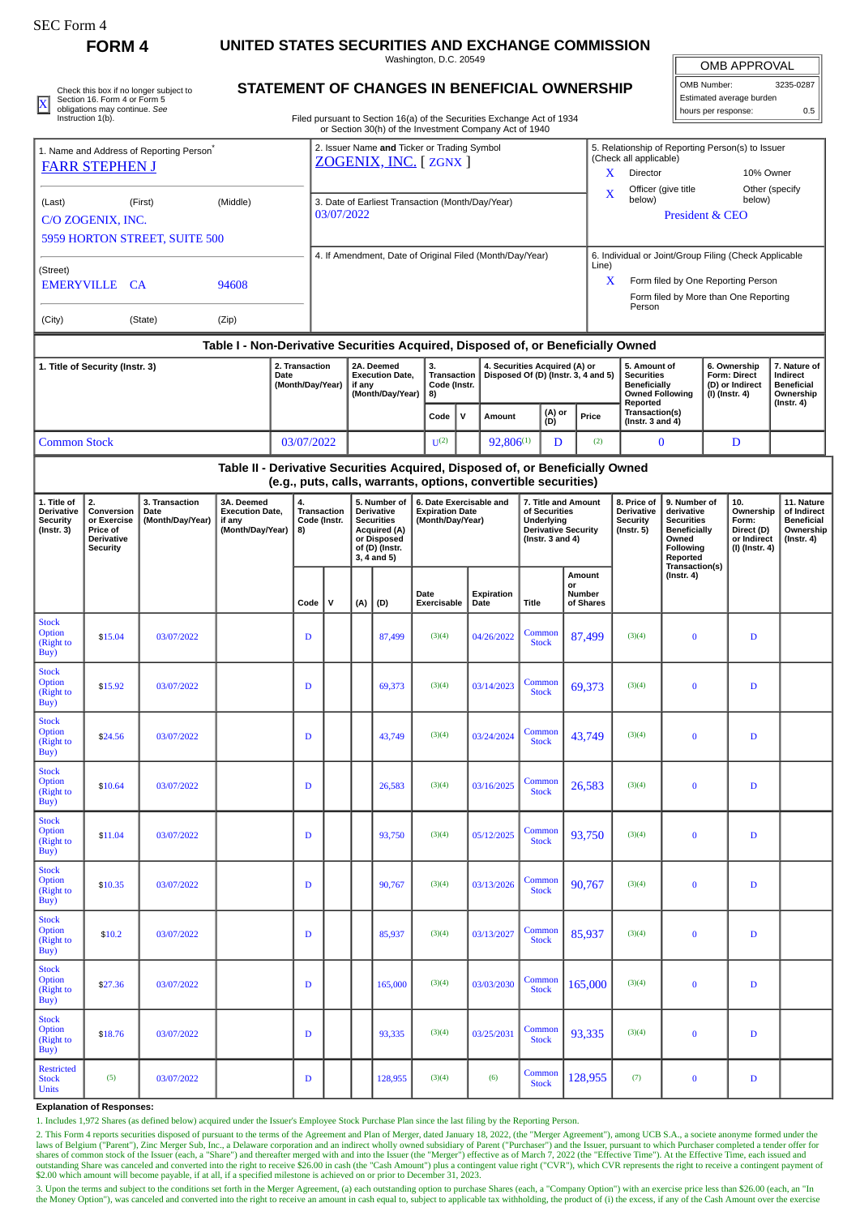SEC Form 4

**FORM 4**

# UNITED STATES SECURITIES AND EXCHANGE COMMISSION

Washington, D.C. 20549

## STATEMENT OF CHANGES IN BENEFICIAL OWNERSHIP

Filed pursuant to Section 16(a) of the Securities Exchange Act of 1934 or Section 30(h) of the Investment Company Act of 1940

| OMB APPROVAL | |
|---|---|
| OMB Number: | 3235-0287 |
| Estimated average burden | |
| hours per response: | 0.5 |

X Check this box if no longer subject to Section 16. Form 4 or Form 5 obligations may continue. *See* Instruction 1(b).

**1. Name and Address of Reporting Person***

FARR STEPHEN J

(Last) (First) (Middle)

C/O ZOGENIX, INC.
5959 HORTON STREET, SUITE 500

(Street)

EMERYVILLE CA 94608

(City) (State) (Zip)

**2. Issuer Name and Ticker or Trading Symbol**

ZOGENIX, INC. [ ZGNX ]

**3. Date of Earliest Transaction (Month/Day/Year)**

03/07/2022

**4. If Amendment, Date of Original Filed (Month/Day/Year)**

**5. Relationship of Reporting Person(s) to Issuer (Check all applicable)**

X Director
10% Owner
X Officer (give title below)
Other (specify below)

President & CEO

**6. Individual or Joint/Group Filing (Check Applicable Line)**

X Form filed by One Reporting Person
Form filed by More than One Reporting Person

### Table I - Non-Derivative Securities Acquired, Disposed of, or Beneficially Owned

| 1. Title of Security (Instr. 3) | 2. Transaction Date (Month/Day/Year) | 2A. Deemed Execution Date, if any (Month/Day/Year) | 3. Transaction Code (Instr. 8) | | 4. Securities Acquired (A) or Disposed Of (D) (Instr. 3, 4 and 5) | | | 5. Amount of Securities Beneficially Owned Following Reported Transaction(s) (Instr. 3 and 4) | 6. Ownership Form: Direct (D) or Indirect (I) (Instr. 4) | 7. Nature of Indirect Beneficial Ownership (Instr. 4) |
|---|---|---|---|---|---|---|---|---|---|---|
| | | | Code | V | Amount | (A) or (D) | Price | | | |
| Common Stock | 03/07/2022 | | U[2] | | 92,806[1] | D | [2] | 0 | D | |

### Table II - Derivative Securities Acquired, Disposed of, or Beneficially Owned (e.g., puts, calls, warrants, options, convertible securities)

| 1. Title of Derivative Security (Instr. 3) | 2. Conversion or Exercise Price of Derivative Security | 3. Transaction Date (Month/Day/Year) | 3A. Deemed Execution Date, if any (Month/Day/Year) | 4. Transaction Code (Instr. 8) | | 5. Number of Derivative Securities Acquired (A) or Disposed of (D) (Instr. 3, 4 and 5) | | 6. Date Exercisable and Expiration Date (Month/Day/Year) | | 7. Title and Amount of Securities Underlying Derivative Security (Instr. 3 and 4) | | 8. Price of Derivative Security (Instr. 5) | 9. Number of derivative Securities Beneficially Owned Following Reported Transaction(s) (Instr. 4) | 10. Ownership Form: Direct (D) or Indirect (I) (Instr. 4) | 11. Nature of Indirect Beneficial Ownership (Instr. 4) |
|---|---|---|---|---|---|---|---|---|---|---|---|---|---|---|---|
| | | | | Code | V | (A) | (D) | Date Exercisable | Expiration Date | Title | Amount or Number of Shares | | | | |
| Stock Option (Right to Buy) | $15.04 | 03/07/2022 | | D | | | 87,499 | [3][4] | 04/26/2022 | Common Stock | 87,499 | [3][4] | 0 | D | |
| Stock Option (Right to Buy) | $15.92 | 03/07/2022 | | D | | | 69,373 | [3][4] | 03/14/2023 | Common Stock | 69,373 | [3][4] | 0 | D | |
| Stock Option (Right to Buy) | $24.56 | 03/07/2022 | | D | | | 43,749 | [3][4] | 03/24/2024 | Common Stock | 43,749 | [3][4] | 0 | D | |
| Stock Option (Right to Buy) | $10.64 | 03/07/2022 | | D | | | 26,583 | [3][4] | 03/16/2025 | Common Stock | 26,583 | [3][4] | 0 | D | |
| Stock Option (Right to Buy) | $11.04 | 03/07/2022 | | D | | | 93,750 | [3][4] | 05/12/2025 | Common Stock | 93,750 | [3][4] | 0 | D | |
| Stock Option (Right to Buy) | $10.35 | 03/07/2022 | | D | | | 90,767 | [3][4] | 03/13/2026 | Common Stock | 90,767 | [3][4] | 0 | D | |
| Stock Option (Right to Buy) | $10.2 | 03/07/2022 | | D | | | 85,937 | [3][4] | 03/13/2027 | Common Stock | 85,937 | [3][4] | 0 | D | |
| Stock Option (Right to Buy) | $27.36 | 03/07/2022 | | D | | | 165,000 | [3][4] | 03/03/2030 | Common Stock | 165,000 | [3][4] | 0 | D | |
| Stock Option (Right to Buy) | $18.76 | 03/07/2022 | | D | | | 93,335 | [3][4] | 03/25/2031 | Common Stock | 93,335 | [3][4] | 0 | D | |
| Restricted Stock Units | [5] | 03/07/2022 | | D | | | 128,955 | [3][4] | [6] | Common Stock | 128,955 | [7] | 0 | D | |

**Explanation of Responses:**

1. Includes 1,972 Shares (as defined below) acquired under the Issuer's Employee Stock Purchase Plan since the last filing by the Reporting Person.

2. This Form 4 reports securities disposed of pursuant to the terms of the Agreement and Plan of Merger, dated January 18, 2022, (the "Merger Agreement"), among UCB S.A., a societe anonyme formed under the laws of Belgium ("Parent"), Zinc Merger Sub, Inc., a Delaware corporation and an indirect wholly owned subsidiary of Parent ("Purchaser") and the Issuer, pursuant to which Purchaser completed a tender offer for shares of common stock of the Issuer (each, a "Share") and thereafter merged with and into the Issuer (the "Merger") effective as of March 7, 2022 (the "Effective Time"). At the Effective Time, each issued and outstanding Share was canceled and converted into the right to receive $26.00 in cash (the "Cash Amount") plus a contingent value right ("CVR"), which CVR represents the right to receive a contingent payment of $2.00 which amount will become payable, if at all, if a specified milestone is achieved on or prior to December 31, 2023.

3. Upon the terms and subject to the conditions set forth in the Merger Agreement, (a) each outstanding option to purchase Shares (each, a "Company Option") with an exercise price less than $26.00 (each, an "In the Money Option"), was canceled and converted into the right to receive an amount in cash equal to, subject to applicable tax withholding, the product of (i) the excess, if any of the Cash Amount over the exercise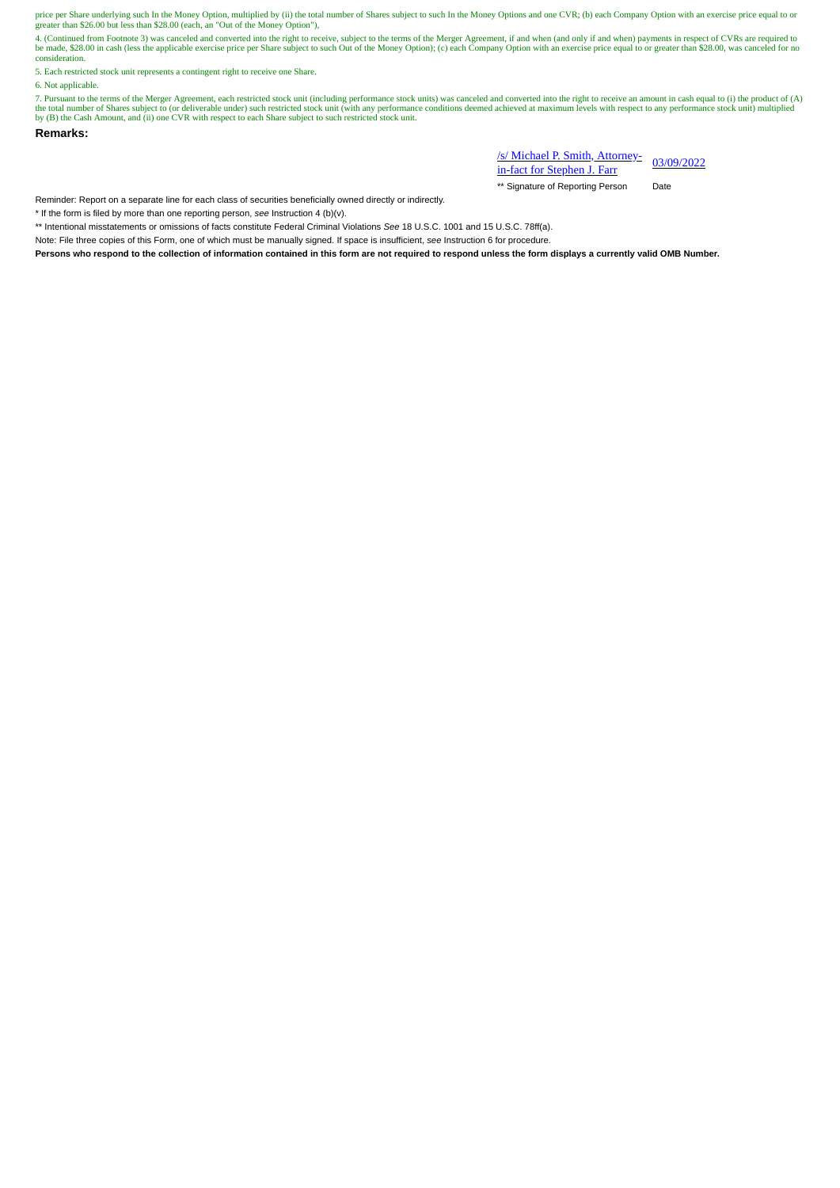price per Share underlying such In the Money Option, multiplied by (ii) the total number of Shares subject to such In the Money Options and one CVR; (b) each Company Option with an exercise price equal to or greater than $26.00 but less than $28.00 (each, an "Out of the Money Option"),

4. (Continued from Footnote 3) was canceled and converted into the right to receive, subject to the terms of the Merger Agreement, if and when (and only if and when) payments in respect of CVRs are required to be made, $28.00 in cash (less the applicable exercise price per Share subject to such Out of the Money Option); (c) each Company Option with an exercise price equal to or greater than $28.00, was canceled for no consideration.

5. Each restricted stock unit represents a contingent right to receive one Share.

6. Not applicable.

7. Pursuant to the terms of the Merger Agreement, each restricted stock unit (including performance stock units) was canceled and converted into the right to receive an amount in cash equal to (i) the product of (A) the total number of Shares subject to (or deliverable under) such restricted stock unit (with any performance conditions deemed achieved at maximum levels with respect to any performance stock unit) multiplied by (B) the Cash Amount, and (ii) one CVR with respect to each Share subject to such restricted stock unit.

**Remarks:**

| | |
|---|---|
| /s/ Michael P. Smith, Attorney-in-fact for Stephen J. Farr | 03/09/2022 |
| ** Signature of Reporting Person | Date |

Reminder: Report on a separate line for each class of securities beneficially owned directly or indirectly.

* If the form is filed by more than one reporting person, *see* Instruction 4 (b)(v).

** Intentional misstatements or omissions of facts constitute Federal Criminal Violations *See* 18 U.S.C. 1001 and 15 U.S.C. 78ff(a).

Note: File three copies of this Form, one of which must be manually signed. If space is insufficient, *see* Instruction 6 for procedure.

**Persons who respond to the collection of information contained in this form are not required to respond unless the form displays a currently valid OMB Number.**